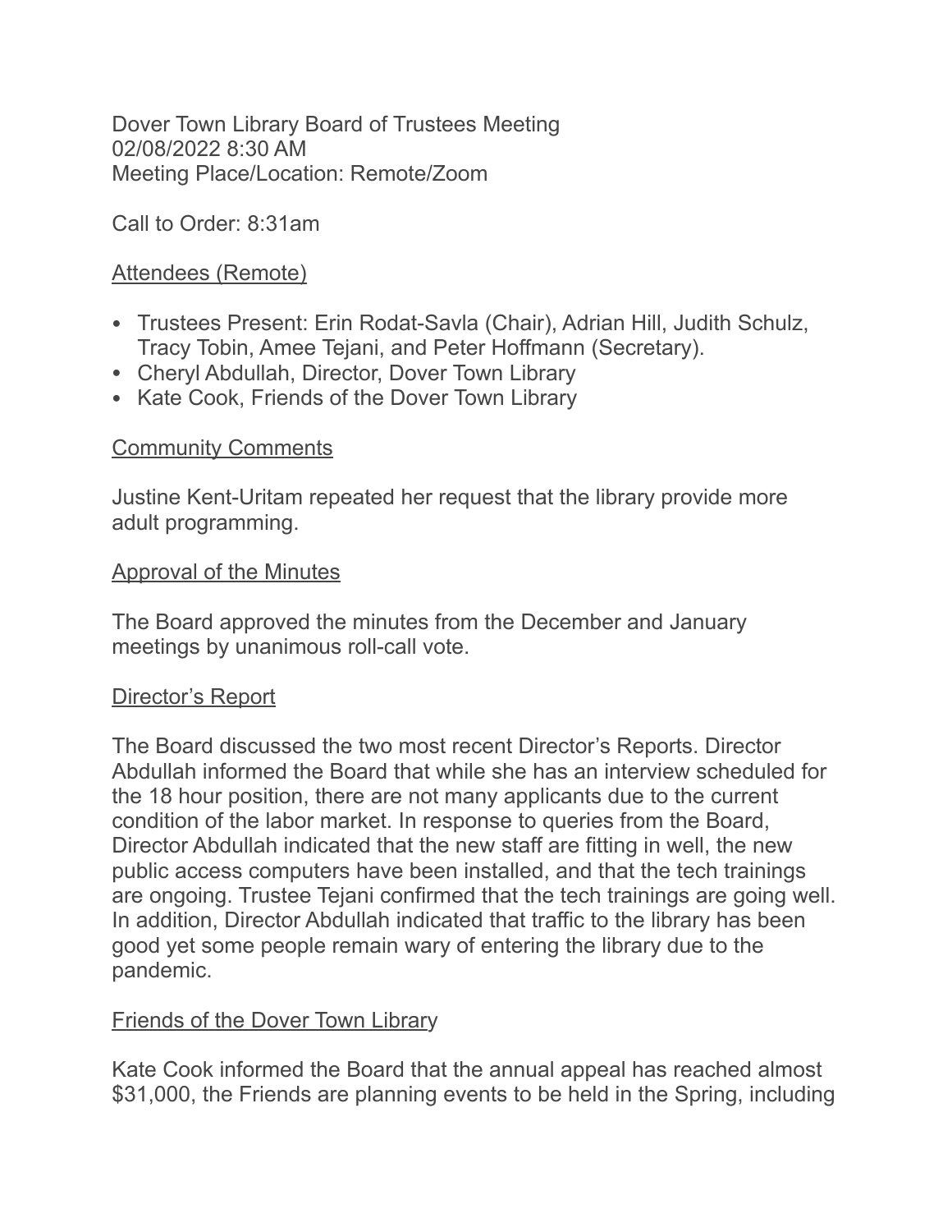Dover Town Library Board of Trustees Meeting
02/08/2022 8:30 AM
Meeting Place/Location: Remote/Zoom

Call to Order: 8:31am

## Attendees (Remote)

- Trustees Present: Erin Rodat-Savla (Chair), Adrian Hill, Judith Schulz, Tracy Tobin, Amee Tejani, and Peter Hoffmann (Secretary).
- Cheryl Abdullah, Director, Dover Town Library
- Kate Cook, Friends of the Dover Town Library

## Community Comments

Justine Kent-Uritam repeated her request that the library provide more adult programming.

## Approval of the Minutes

The Board approved the minutes from the December and January meetings by unanimous roll-call vote.

## Director's Report

The Board discussed the two most recent Director's Reports. Director Abdullah informed the Board that while she has an interview scheduled for the 18 hour position, there are not many applicants due to the current condition of the labor market. In response to queries from the Board, Director Abdullah indicated that the new staff are fitting in well, the new public access computers have been installed, and that the tech trainings are ongoing. Trustee Tejani confirmed that the tech trainings are going well. In addition, Director Abdullah indicated that traffic to the library has been good yet some people remain wary of entering the library due to the pandemic.

## Friends of the Dover Town Library

Kate Cook informed the Board that the annual appeal has reached almost $31,000, the Friends are planning events to be held in the Spring, including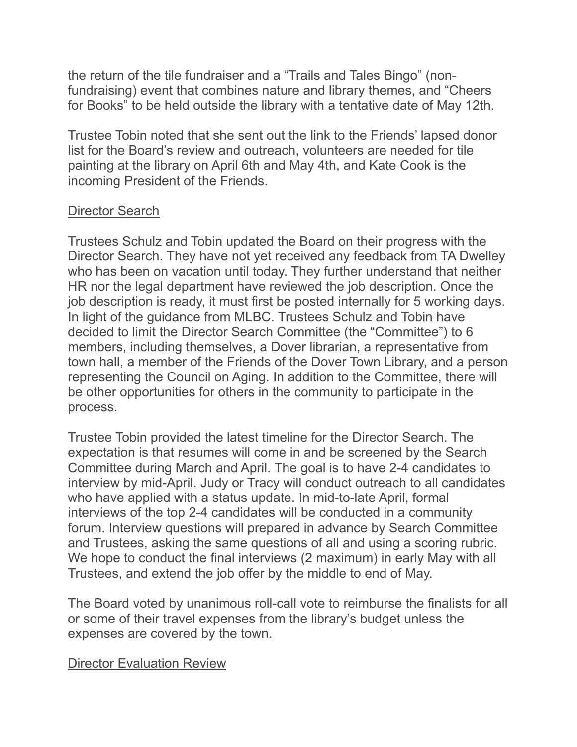the return of the tile fundraiser and a "Trails and Tales Bingo" (non-fundraising) event that combines nature and library themes, and "Cheers for Books" to be held outside the library with a tentative date of May 12th.

Trustee Tobin noted that she sent out the link to the Friends' lapsed donor list for the Board's review and outreach, volunteers are needed for tile painting at the library on April 6th and May 4th, and Kate Cook is the incoming President of the Friends.

<u>Director Search</u>

Trustees Schulz and Tobin updated the Board on their progress with the Director Search. They have not yet received any feedback from TA Dwelley who has been on vacation until today. They further understand that neither HR nor the legal department have reviewed the job description. Once the job description is ready, it must first be posted internally for 5 working days. In light of the guidance from MLBC. Trustees Schulz and Tobin have decided to limit the Director Search Committee (the "Committee") to 6 members, including themselves, a Dover librarian, a representative from town hall, a member of the Friends of the Dover Town Library, and a person representing the Council on Aging. In addition to the Committee, there will be other opportunities for others in the community to participate in the process.

Trustee Tobin provided the latest timeline for the Director Search. The expectation is that resumes will come in and be screened by the Search Committee during March and April. The goal is to have 2-4 candidates to interview by mid-April. Judy or Tracy will conduct outreach to all candidates who have applied with a status update. In mid-to-late April, formal interviews of the top 2-4 candidates will be conducted in a community forum. Interview questions will prepared in advance by Search Committee and Trustees, asking the same questions of all and using a scoring rubric. We hope to conduct the final interviews (2 maximum) in early May with all Trustees, and extend the job offer by the middle to end of May.

The Board voted by unanimous roll-call vote to reimburse the finalists for all or some of their travel expenses from the library's budget unless the expenses are covered by the town.

<u>Director Evaluation Review</u>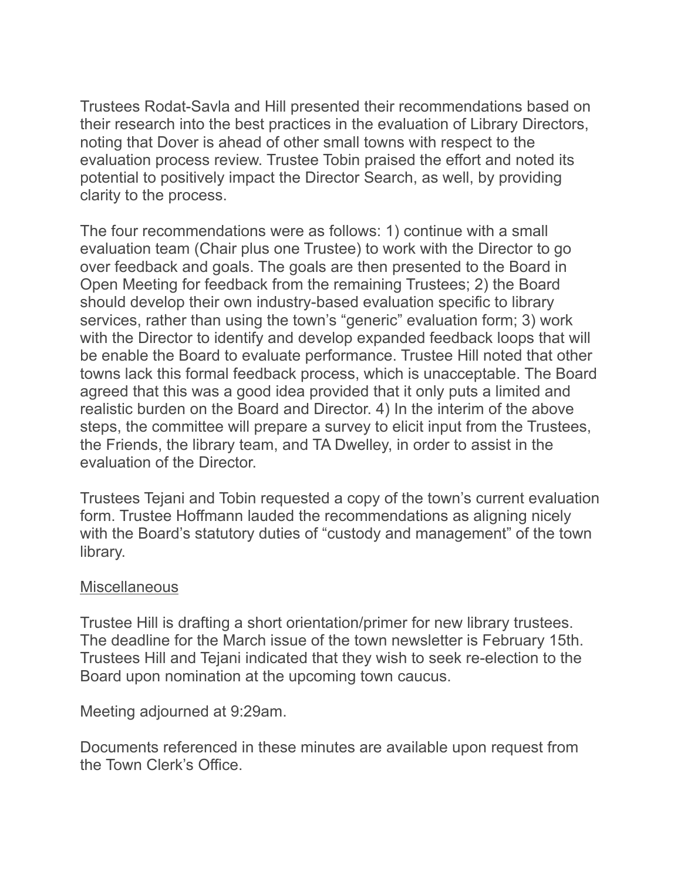Trustees Rodat-Savla and Hill presented their recommendations based on their research into the best practices in the evaluation of Library Directors, noting that Dover is ahead of other small towns with respect to the evaluation process review. Trustee Tobin praised the effort and noted its potential to positively impact the Director Search, as well, by providing clarity to the process.

The four recommendations were as follows: 1) continue with a small evaluation team (Chair plus one Trustee) to work with the Director to go over feedback and goals. The goals are then presented to the Board in Open Meeting for feedback from the remaining Trustees; 2) the Board should develop their own industry-based evaluation specific to library services, rather than using the town's "generic" evaluation form; 3) work with the Director to identify and develop expanded feedback loops that will be enable the Board to evaluate performance. Trustee Hill noted that other towns lack this formal feedback process, which is unacceptable. The Board agreed that this was a good idea provided that it only puts a limited and realistic burden on the Board and Director. 4) In the interim of the above steps, the committee will prepare a survey to elicit input from the Trustees, the Friends, the library team, and TA Dwelley, in order to assist in the evaluation of the Director.

Trustees Tejani and Tobin requested a copy of the town's current evaluation form. Trustee Hoffmann lauded the recommendations as aligning nicely with the Board's statutory duties of "custody and management" of the town library.

<u>Miscellaneous</u>

Trustee Hill is drafting a short orientation/primer for new library trustees. The deadline for the March issue of the town newsletter is February 15th. Trustees Hill and Tejani indicated that they wish to seek re-election to the Board upon nomination at the upcoming town caucus.

Meeting adjourned at 9:29am.

Documents referenced in these minutes are available upon request from the Town Clerk's Office.